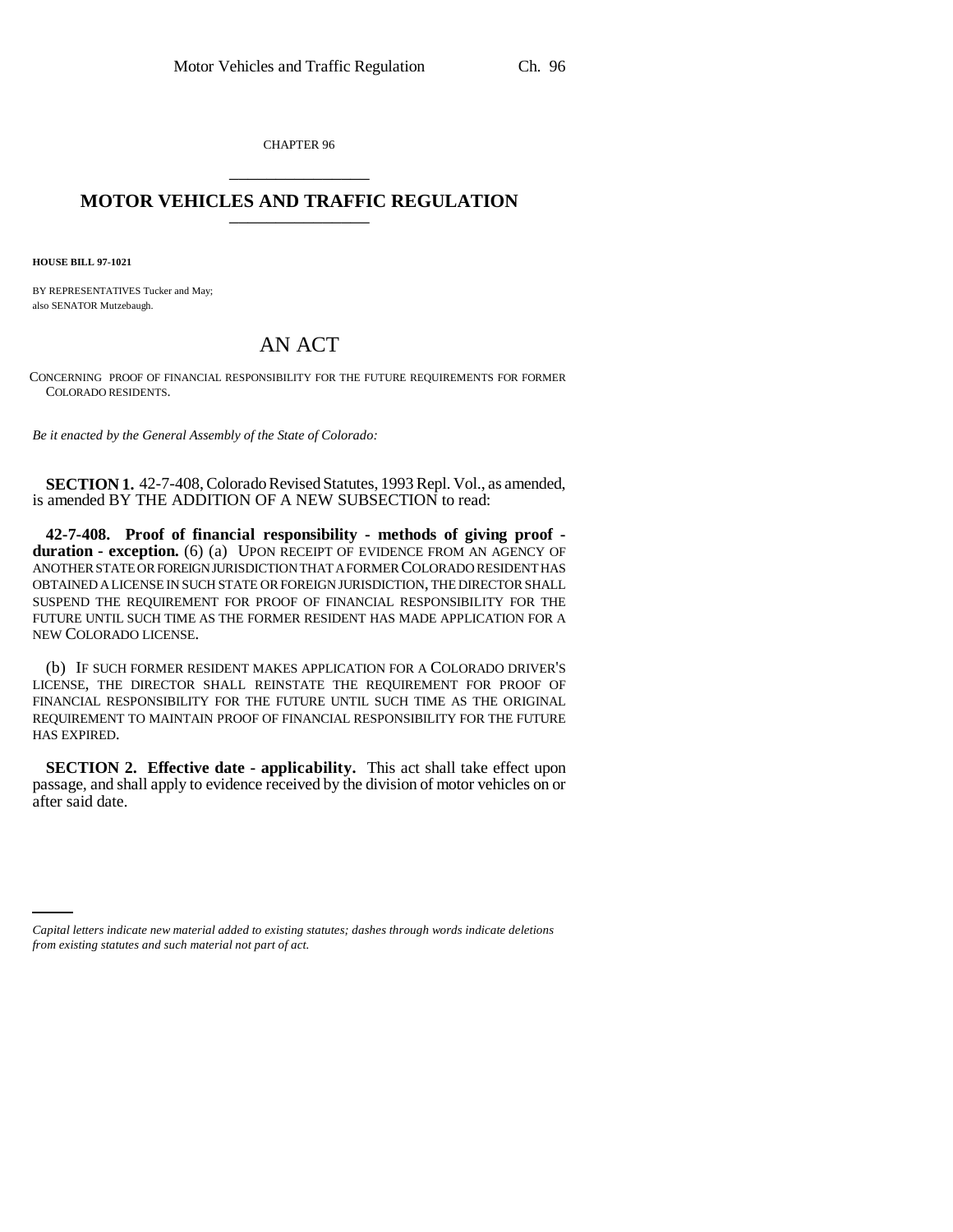CHAPTER 96

# MOTOR VEHICLES AND TRAFFIC REGULATION

**HOUSE BILL 97-1021**

BY REPRESENTATIVES Tucker and May;
also SENATOR Mutzebaugh.

# AN ACT

CONCERNING PROOF OF FINANCIAL RESPONSIBILITY FOR THE FUTURE REQUIREMENTS FOR FORMER COLORADO RESIDENTS.

*Be it enacted by the General Assembly of the State of Colorado:*

**SECTION 1.** 42-7-408, Colorado Revised Statutes, 1993 Repl. Vol., as amended, is amended BY THE ADDITION OF A NEW SUBSECTION to read:

**42-7-408. Proof of financial responsibility - methods of giving proof - duration - exception.** (6) (a) UPON RECEIPT OF EVIDENCE FROM AN AGENCY OF ANOTHER STATE OR FOREIGN JURISDICTION THAT A FORMER COLORADO RESIDENT HAS OBTAINED A LICENSE IN SUCH STATE OR FOREIGN JURISDICTION, THE DIRECTOR SHALL SUSPEND THE REQUIREMENT FOR PROOF OF FINANCIAL RESPONSIBILITY FOR THE FUTURE UNTIL SUCH TIME AS THE FORMER RESIDENT HAS MADE APPLICATION FOR A NEW COLORADO LICENSE.

(b) IF SUCH FORMER RESIDENT MAKES APPLICATION FOR A COLORADO DRIVER'S LICENSE, THE DIRECTOR SHALL REINSTATE THE REQUIREMENT FOR PROOF OF FINANCIAL RESPONSIBILITY FOR THE FUTURE UNTIL SUCH TIME AS THE ORIGINAL REQUIREMENT TO MAINTAIN PROOF OF FINANCIAL RESPONSIBILITY FOR THE FUTURE HAS EXPIRED.

**SECTION 2. Effective date - applicability.** This act shall take effect upon passage, and shall apply to evidence received by the division of motor vehicles on or after said date.

*Capital letters indicate new material added to existing statutes; dashes through words indicate deletions from existing statutes and such material not part of act.*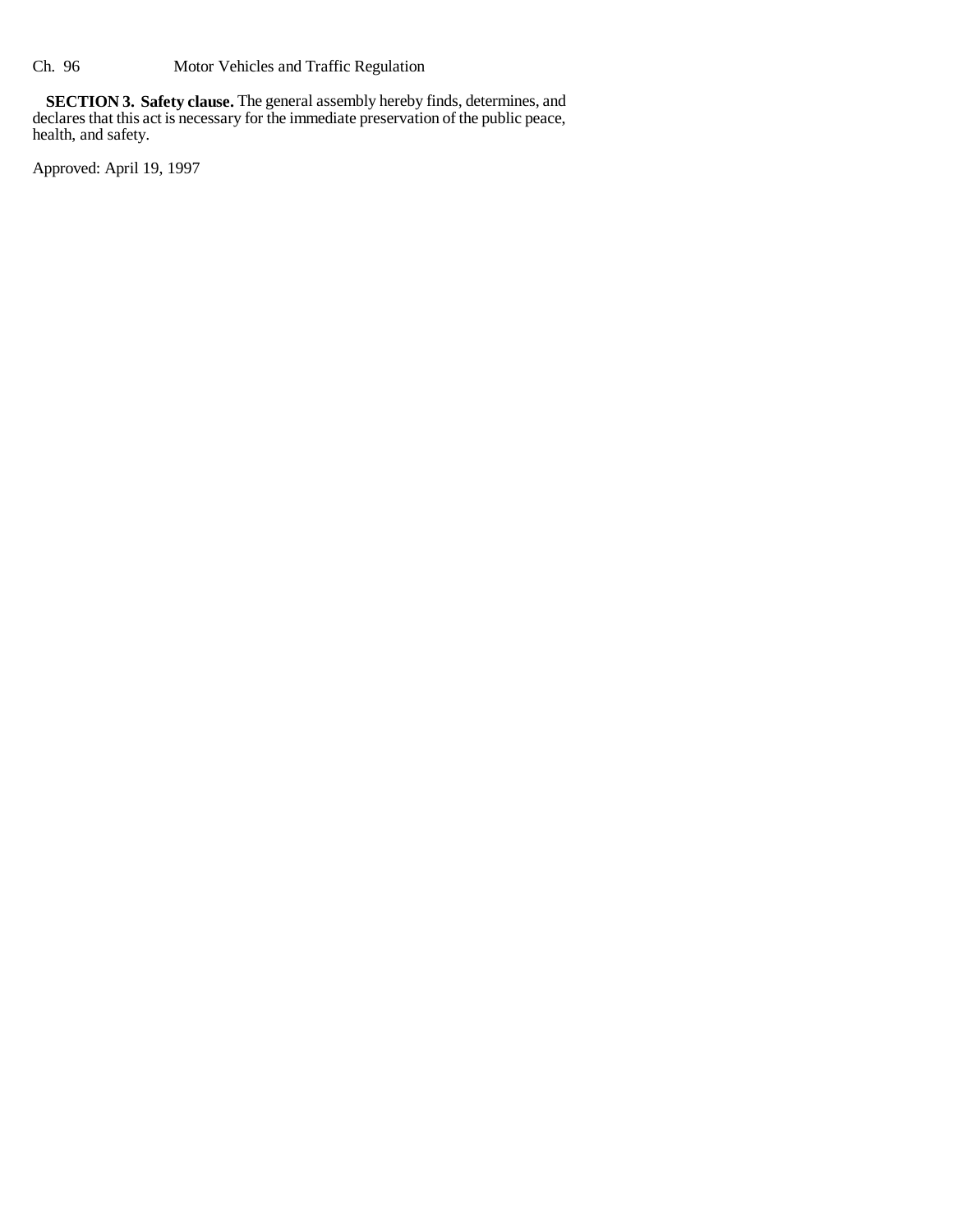**SECTION 3. Safety clause.** The general assembly hereby finds, determines, and declares that this act is necessary for the immediate preservation of the public peace, health, and safety.

Approved: April 19, 1997